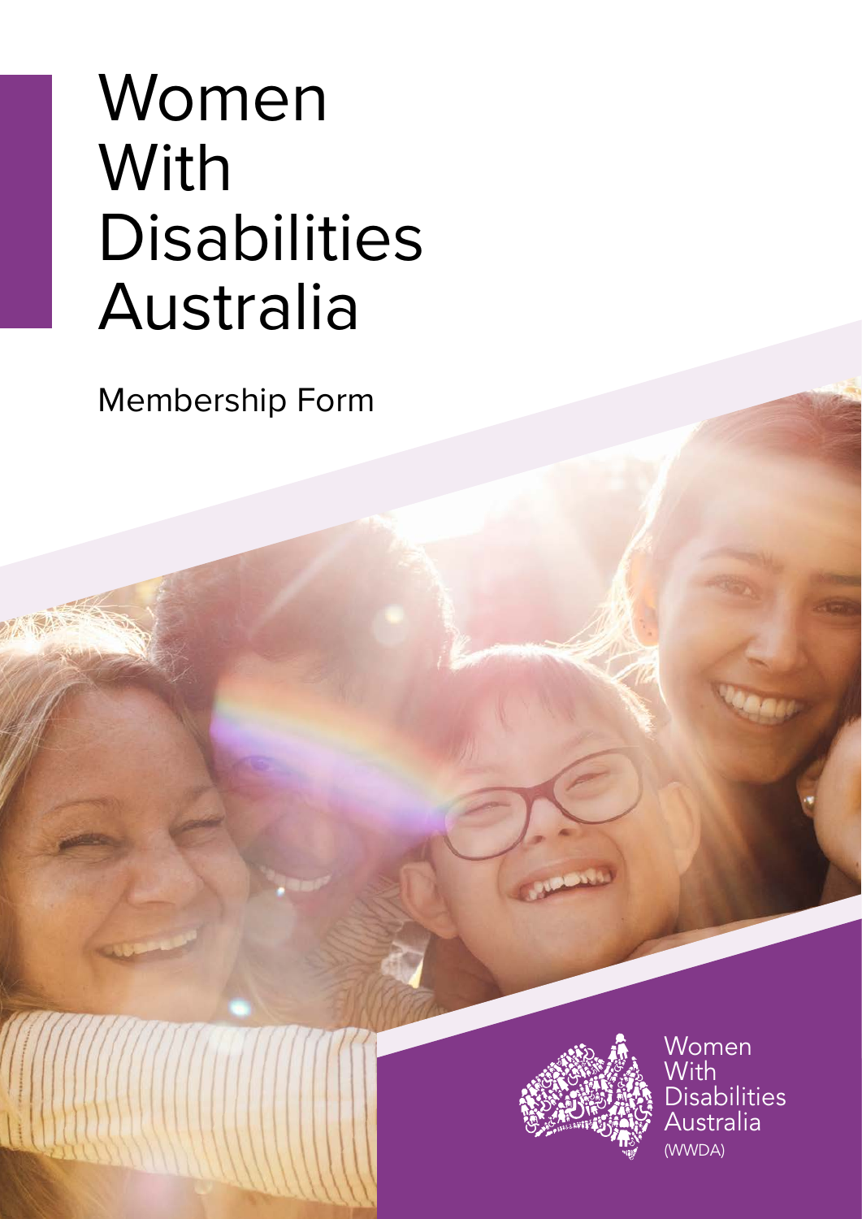# Women With Disabilities Australia

Membership Form

Women With Disabilities Australia (WWDA)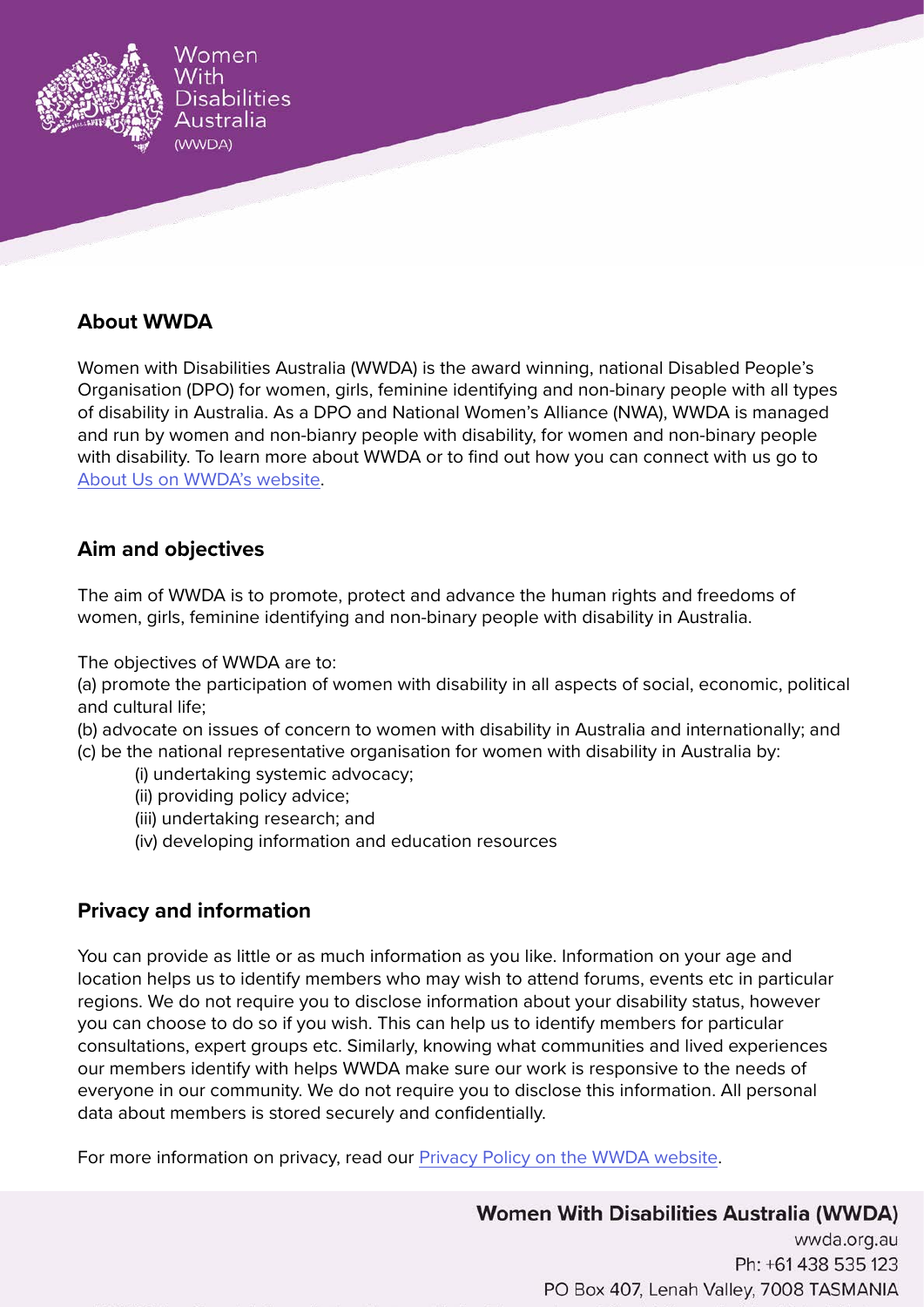## About WWDA

Women with Disabilities Australia (WWDA) is the award winning, national Disabled People's Organisation (DPO) for women, girls, feminine identifying and non-binary people with all types of disability in Australia. As a DPO and National Women's Alliance (NWA), WWDA is managed and run by women and non-bianry people with disability, for women and non-binary people with disability. To learn more about WWDA or to find out how you can connect with us go to [About Us on WWDA's website](#).

## Aim and objectives

The aim of WWDA is to promote, protect and advance the human rights and freedoms of women, girls, feminine identifying and non-binary people with disability in Australia.

The objectives of WWDA are to:

(a) promote the participation of women with disability in all aspects of social, economic, political and cultural life;

(b) advocate on issues of concern to women with disability in Australia and internationally; and

(c) be the national representative organisation for women with disability in Australia by:

- (i) undertaking systemic advocacy;
- (ii) providing policy advice;
- (iii) undertaking research; and
- (iv) developing information and education resources

## Privacy and information

You can provide as little or as much information as you like. Information on your age and location helps us to identify members who may wish to attend forums, events etc in particular regions. We do not require you to disclose information about your disability status, however you can choose to do so if you wish. This can help us to identify members for particular consultations, expert groups etc. Similarly, knowing what communities and lived experiences our members identify with helps WWDA make sure our work is responsive to the needs of everyone in our community. We do not require you to disclose this information. All personal data about members is stored securely and confidentially.

For more information on privacy, read our [Privacy Policy on the WWDA website](#).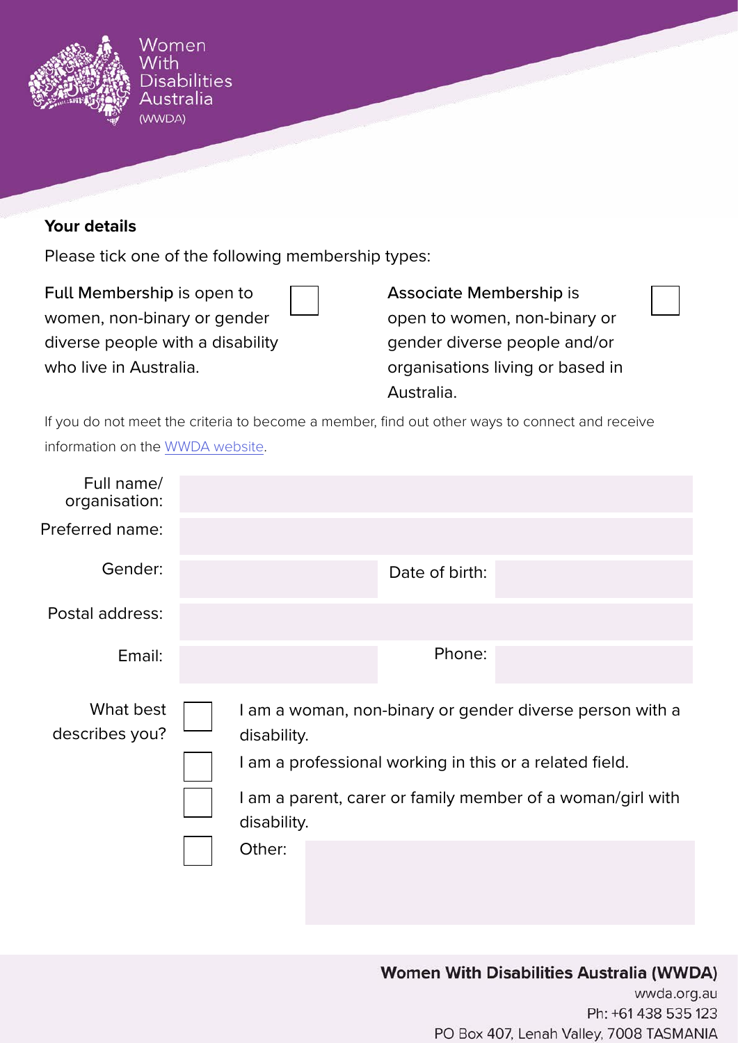Women With Disabilities Australia (WWDA)

**Your details**

Please tick one of the following membership types:

- ☐ Full Membership is open to women, non-binary or gender diverse people with a disability who live in Australia.
- ☐ Associate Membership is open to women, non-binary or gender diverse people and/or organisations living or based in Australia.

If you do not meet the criteria to become a member, find out other ways to connect and receive information on the WWDA website.

| Field | | Field | |
|---|---|---|---|
| Full name/ organisation: | | | |
| Preferred name: | | | |
| Gender: | | Date of birth: | |
| Postal address: | | | |
| Email: | | Phone: | |

What best describes you?

- ☐ I am a woman, non-binary or gender diverse person with a disability.
- ☐ I am a professional working in this or a related field.
- ☐ I am a parent, carer or family member of a woman/girl with disability.
- ☐ Other:

**Women With Disabilities Australia (WWDA)**
wwda.org.au
Ph: +61 438 535 123
PO Box 407, Lenah Valley, 7008 TASMANIA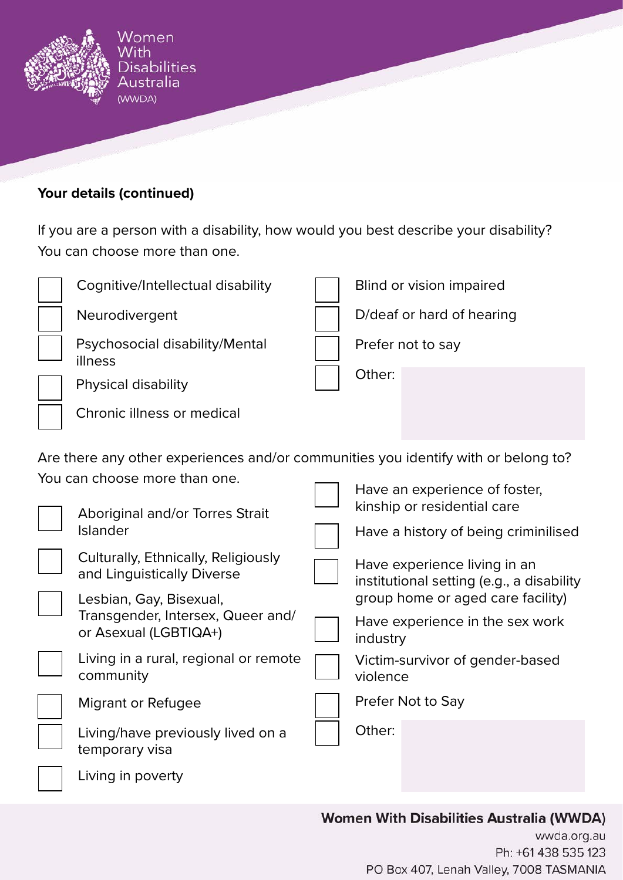**Your details (continued)**

If you are a person with a disability, how would you best describe your disability? You can choose more than one.

- ☐ Cognitive/Intellectual disability
- ☐ Neurodivergent
- ☐ Psychosocial disability/Mental illness
- ☐ Physical disability
- ☐ Chronic illness or medical
- ☐ Blind or vision impaired
- ☐ D/deaf or hard of hearing
- ☐ Prefer not to say
- ☐ Other:

Are there any other experiences and/or communities you identify with or belong to? You can choose more than one.

- ☐ Aboriginal and/or Torres Strait Islander
- ☐ Culturally, Ethnically, Religiously and Linguistically Diverse
- ☐ Lesbian, Gay, Bisexual, Transgender, Intersex, Queer and/ or Asexual (LGBTIQA+)
- ☐ Living in a rural, regional or remote community
- ☐ Migrant or Refugee
- ☐ Living/have previously lived on a temporary visa
- ☐ Living in poverty
- ☐ Have an experience of foster, kinship or residential care
- ☐ Have a history of being criminilised
- ☐ Have experience living in an institutional setting (e.g., a disability group home or aged care facility)
- ☐ Have experience in the sex work industry
- ☐ Victim-survivor of gender-based violence
- ☐ Prefer Not to Say
- ☐ Other: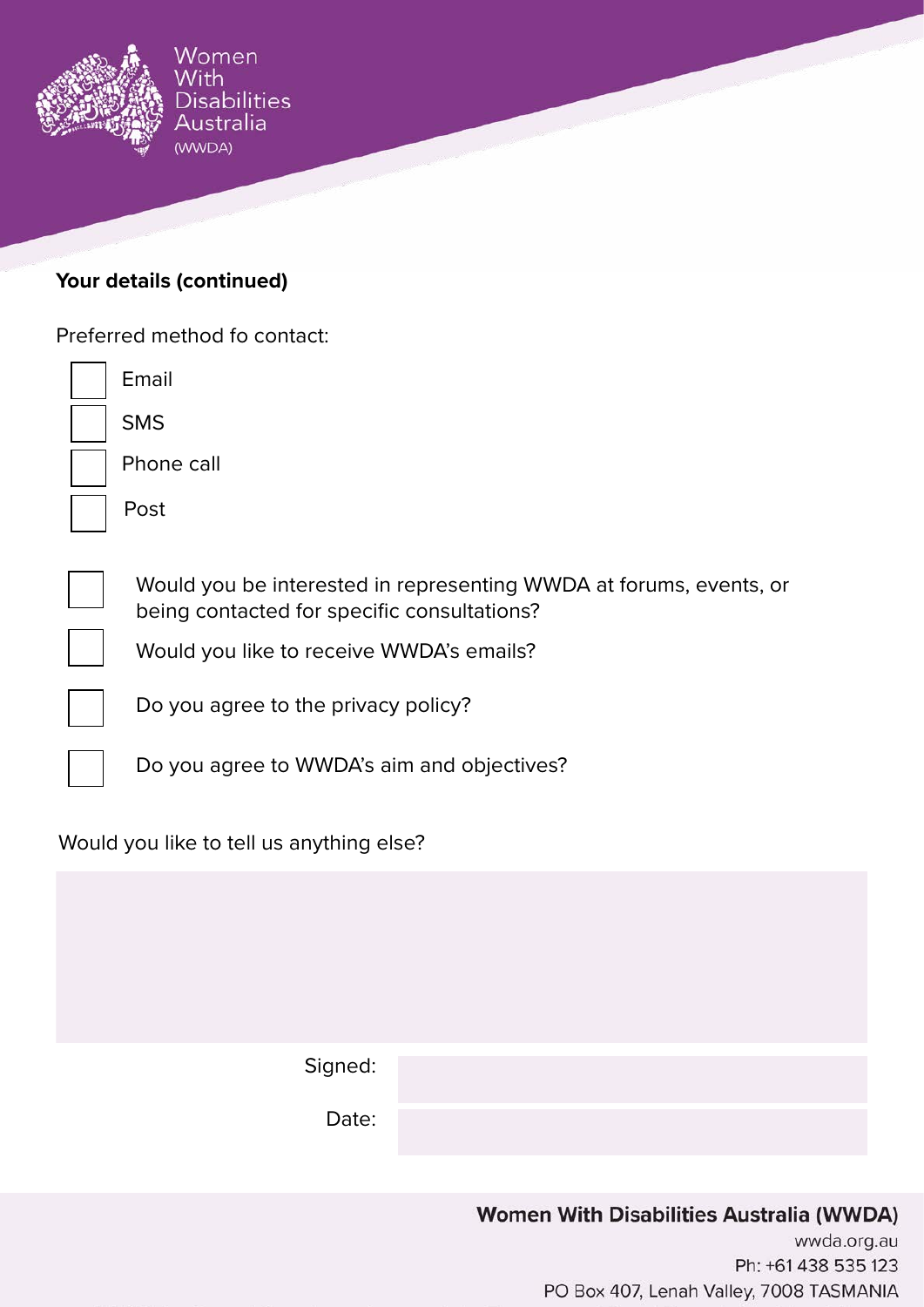**Your details (continued)**

Preferred method fo contact:

- [ ] Email
- [ ] SMS
- [ ] Phone call
- [ ] Post

- [ ] Would you be interested in representing WWDA at forums, events, or being contacted for specific consultations?
- [ ] Would you like to receive WWDA's emails?
- [ ] Do you agree to the privacy policy?
- [ ] Do you agree to WWDA's aim and objectives?

Would you like to tell us anything else?

Signed:

Date:

**Women With Disabilities Australia (WWDA)**
wwda.org.au
Ph: +61 438 535 123
PO Box 407, Lenah Valley, 7008 TASMANIA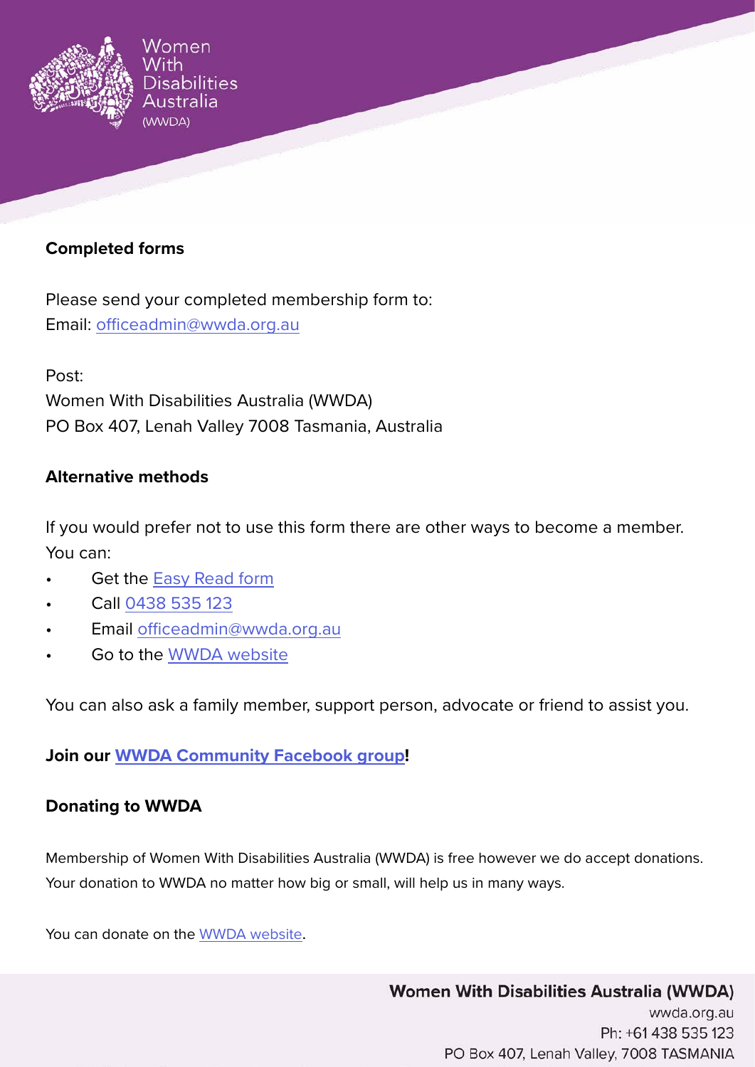### Completed forms

Please send your completed membership form to:
Email: officeadmin@wwda.org.au

Post:
Women With Disabilities Australia (WWDA)
PO Box 407, Lenah Valley 7008 Tasmania, Australia

### Alternative methods

If you would prefer not to use this form there are other ways to become a member. You can:

- Get the Easy Read form
- Call 0438 535 123
- Email officeadmin@wwda.org.au
- Go to the WWDA website

You can also ask a family member, support person, advocate or friend to assist you.

**Join our WWDA Community Facebook group!**

### Donating to WWDA

Membership of Women With Disabilities Australia (WWDA) is free however we do accept donations. Your donation to WWDA no matter how big or small, will help us in many ways.

You can donate on the WWDA website.